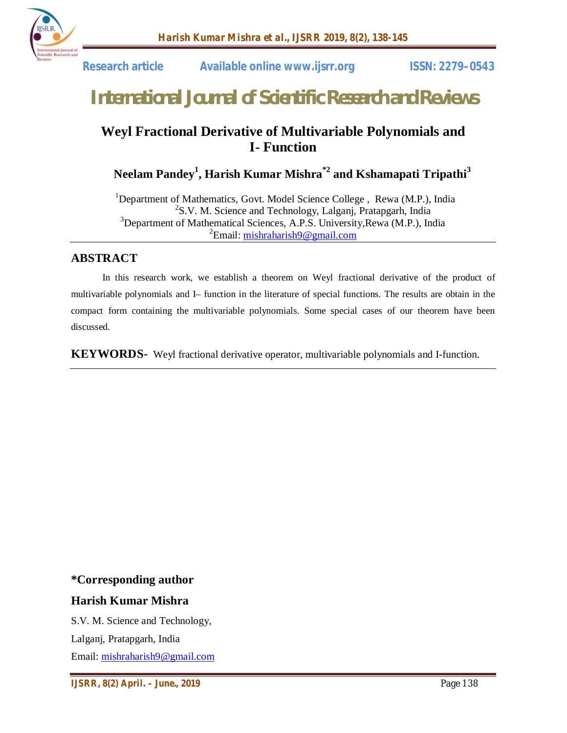Research article Available online www.ijsrr.org ISSN: 2279–0543

# International Journal of Scientific Research and Reviews

## Weyl Fractional Derivative of Multivariable Polynomials and I- Function

**Neelam Pandey[1], Harish Kumar Mishra[*2] and Kshamapati Tripathi[3]**

[1]Department of Mathematics, Govt. Model Science College , Rewa (M.P.), India
[2]S.V. M. Science and Technology, Lalganj, Pratapgarh, India
[3]Department of Mathematical Sciences, A.P.S. University,Rewa (M.P.), India
[2]Email: mishraharish9@gmail.com

## ABSTRACT

In this research work, we establish a theorem on Weyl fractional derivative of the product of multivariable polynomials and I– function in the literature of special functions. The results are obtain in the compact form containing the multivariable polynomials. Some special cases of our theorem have been discussed.

**KEYWORDS-** Weyl fractional derivative operator, multivariable polynomials and I-function.

**\*Corresponding author**

**Harish Kumar Mishra**

S.V. M. Science and Technology,
Lalganj, Pratapgarh, India
Email: mishraharish9@gmail.com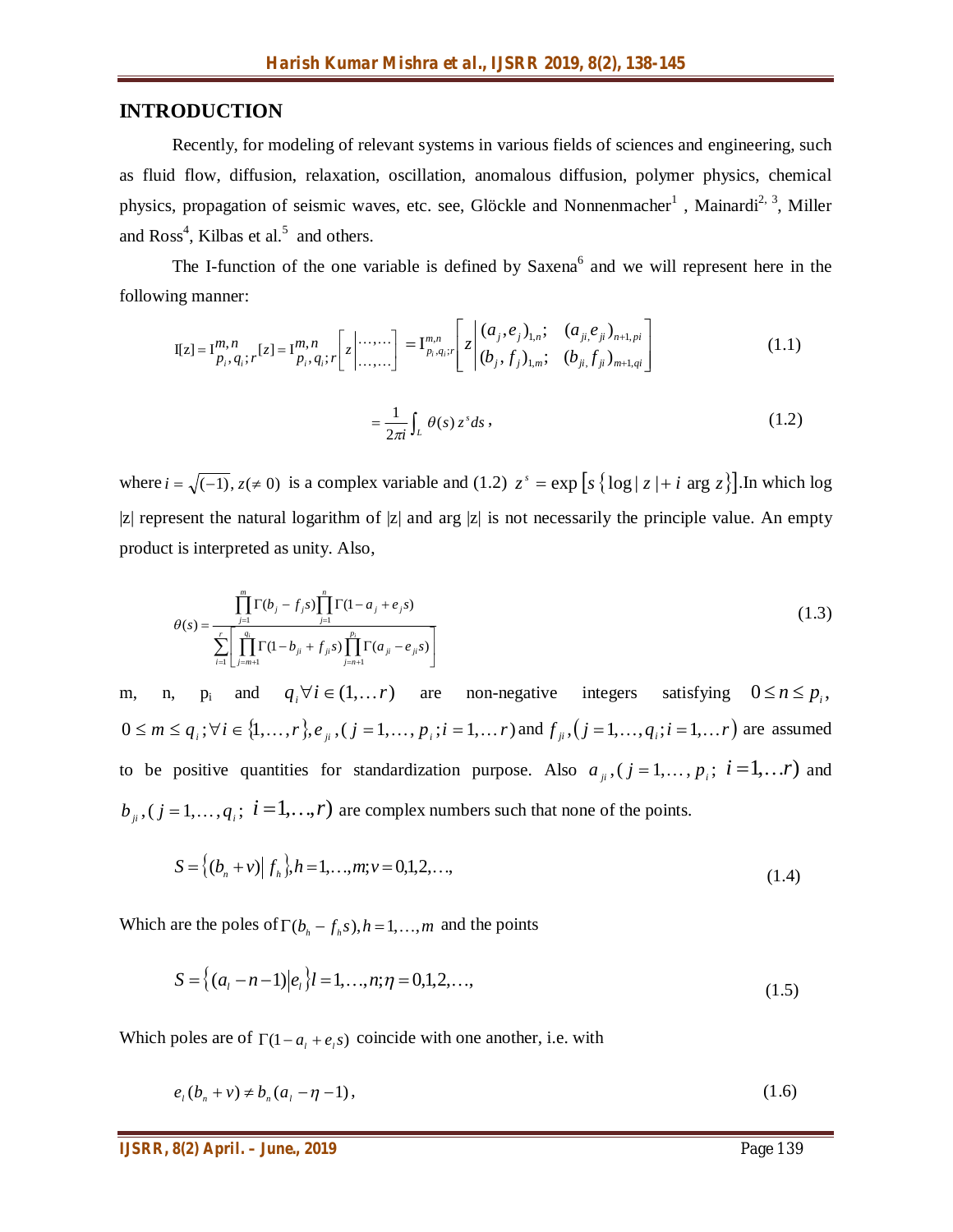## INTRODUCTION

Recently, for modeling of relevant systems in various fields of sciences and engineering, such as fluid flow, diffusion, relaxation, oscillation, anomalous diffusion, polymer physics, chemical physics, propagation of seismic waves, etc. see, Glöckle and Nonnenmacher[1] , Mainardi[2, 3], Miller and Ross[4], Kilbas et al.[5] and others.

The I-function of the one variable is defined by Saxena[6] and we will represent here in the following manner:

$$\mathrm{I}[z] = \mathrm{I}_{p_i,q_i;r}^{m,n}[z] = \mathrm{I}_{p_i,q_i;r}^{m,n}\left[z\left|\begin{matrix}\ldots,\ldots\\ \ldots,\ldots\end{matrix}\right.\right] = \mathrm{I}_{p_i,q_i;r}^{m,n}\left[z\left|\begin{matrix}(a_j,e_j)_{1,n}; & (a_{ji},e_{ji})_{n+1,pi}\\ (b_j,f_j)_{1,m}; & (b_{ji},f_{ji})_{m+1,qi}\end{matrix}\right.\right] \tag{1.1}$$

$$= \frac{1}{2\pi i}\int_L \theta(s)\, z^s ds\,, \tag{1.2}$$

where $i = \sqrt{(-1)}, z(\neq 0)$ is a complex variable and (1.2) $z^s = \exp\left[s\left\{\log|z| + i\ \arg z\right\}\right]$.In which log |z| represent the natural logarithm of |z| and arg |z| is not necessarily the principle value. An empty product is interpreted as unity. Also,

$$\theta(s) = \frac{\prod_{j=1}^{m}\Gamma(b_j - f_j s)\prod_{j=1}^{n}\Gamma(1-a_j+e_j s)}{\sum_{i=1}^{r}\left[\prod_{j=m+1}^{q_i}\Gamma(1-b_{ji}+f_{ji}s)\prod_{j=n+1}^{p_i}\Gamma(a_{ji}-e_{ji}s)\right]} \tag{1.3}$$

m, n, $p_i$ and $q_i \forall i \in (1,\ldots r)$ are non-negative integers satisfying $0 \le n \le p_i$, $0 \le m \le q_i; \forall i \in \{1,\ldots,r\}, e_{ji}, (j=1,\ldots,p_i; i=1,\ldots r)$ and $f_{ji}, (j=1,\ldots,q_i; i=1,\ldots r)$ are assumed to be positive quantities for standardization purpose. Also $a_{ji}, (j=1,\ldots,p_i;\ i=1,\ldots r)$ and $b_{ji}, (j=1,\ldots,q_i;\ i=1,\ldots,r)$ are complex numbers such that none of the points.

$$S = \left\{(b_n + v)\middle| f_h\right\}, h = 1,\ldots,m; v = 0,1,2,\ldots, \tag{1.4}$$

Which are the poles of $\Gamma(b_h - f_h s), h = 1,\ldots,m$ and the points

$$S = \left\{(a_l - n - 1)\middle| e_l\right\} l = 1,\ldots,n; \eta = 0,1,2,\ldots, \tag{1.5}$$

Which poles are of $\Gamma(1 - a_l + e_l s)$ coincide with one another, i.e. with

$$e_l(b_n + v) \ne b_n(a_l - \eta - 1)\,, \tag{1.6}$$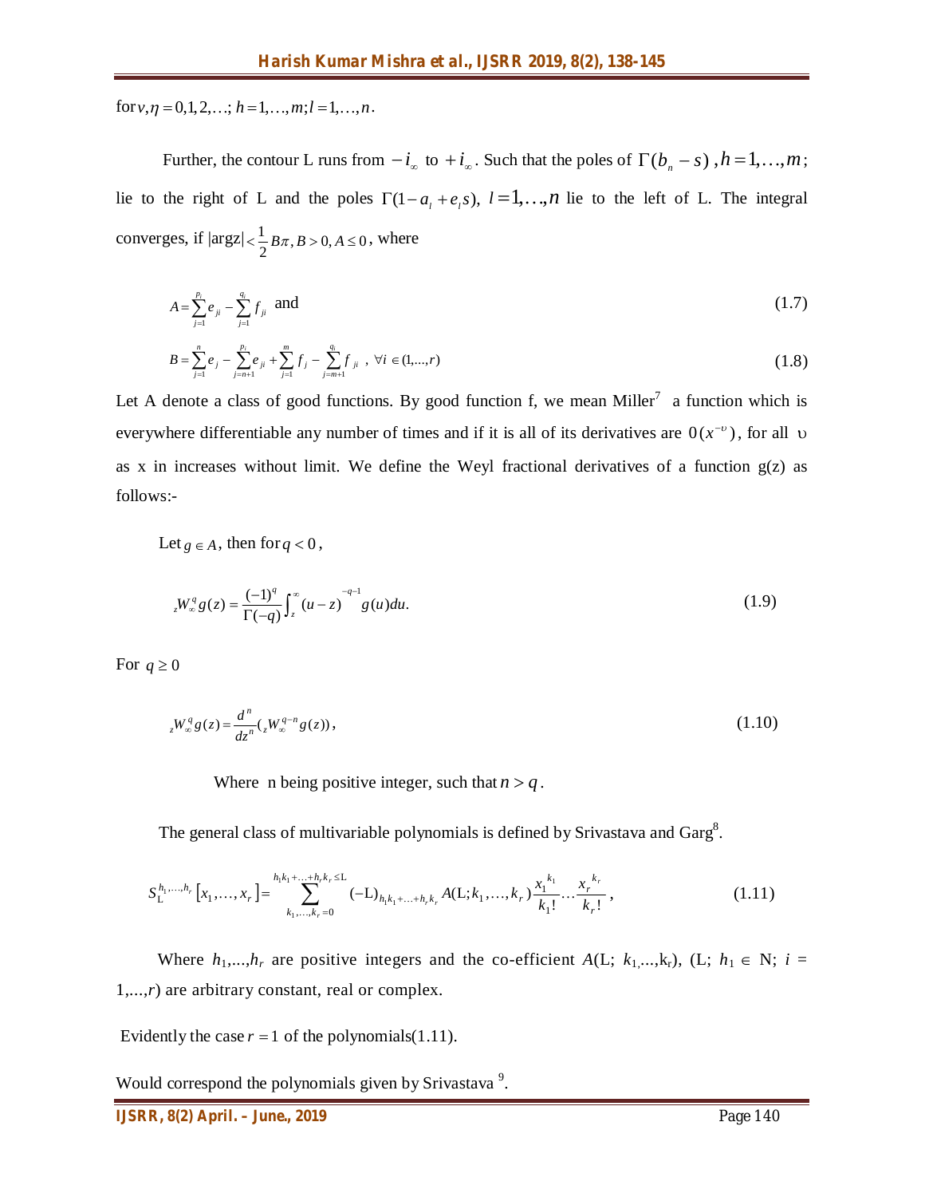for $v, \eta = 0, 1, 2, \ldots;\ h = 1, \ldots, m; l = 1, \ldots, n$.

Further, the contour L runs from $-i_{\infty}$ to $+i_{\infty}$. Such that the poles of $\Gamma(b_n - s)$, $h = 1, \ldots, m$; lie to the right of L and the poles $\Gamma(1 - a_l + e_l s)$, $l = 1, \ldots, n$ lie to the left of L. The integral converges, if $|\arg z| < \frac{1}{2} B\pi, B > 0, A \leq 0$, where

$$A = \sum_{j=1}^{p_i} e_{ji} - \sum_{j=1}^{q_i} f_{ji} \quad \text{and} \tag{1.7}$$

$$B = \sum_{j=1}^{n} e_j - \sum_{j=n+1}^{p_i} e_{ji} + \sum_{j=1}^{m} f_j - \sum_{j=m+1}^{q_i} f_{ji}\ ,\ \forall i \in (1, \ldots, r) \tag{1.8}$$

Let A denote a class of good functions. By good function f, we mean Miller[7] a function which is everywhere differentiable any number of times and if it is all of its derivatives are $0(x^{-\upsilon})$, for all $\upsilon$ as x in increases without limit. We define the Weyl fractional derivatives of a function g(z) as follows:-

Let $g \in A$, then for $q < 0$,

$${}_zW_{\infty}^{q} g(z) = \frac{(-1)^q}{\Gamma(-q)} \int_z^{\infty} (u - z)^{-q-1} g(u) du. \tag{1.9}$$

For $q \geq 0$

$${}_zW_{\infty}^{q} g(z) = \frac{d^n}{dz^n} ({}_zW_{\infty}^{q-n} g(z)), \tag{1.10}$$

Where n being positive integer, such that $n > q$.

The general class of multivariable polynomials is defined by Srivastava and Garg[8].

$$S_{\mathrm{L}}^{h_1, \ldots, h_r}[x_1, \ldots, x_r] = \sum_{k_1, \ldots, k_r = 0}^{h_1 k_1 + \ldots + h_r k_r \leq \mathrm{L}} (-\mathrm{L})_{h_1 k_1 + \ldots + h_r k_r} A(\mathrm{L}; k_1, \ldots, k_r) \frac{x_1^{k_1}}{k_1!} \cdots \frac{x_r^{k_r}}{k_r!}, \tag{1.11}$$

Where $h_1, \ldots, h_r$ are positive integers and the co-efficient $A(\mathrm{L}; k_1, \ldots, k_r)$, (L; $h_1 \in$ N; $i$ = 1,...,$r$) are arbitrary constant, real or complex.

Evidently the case $r = 1$ of the polynomials(1.11).

Would correspond the polynomials given by Srivastava [9].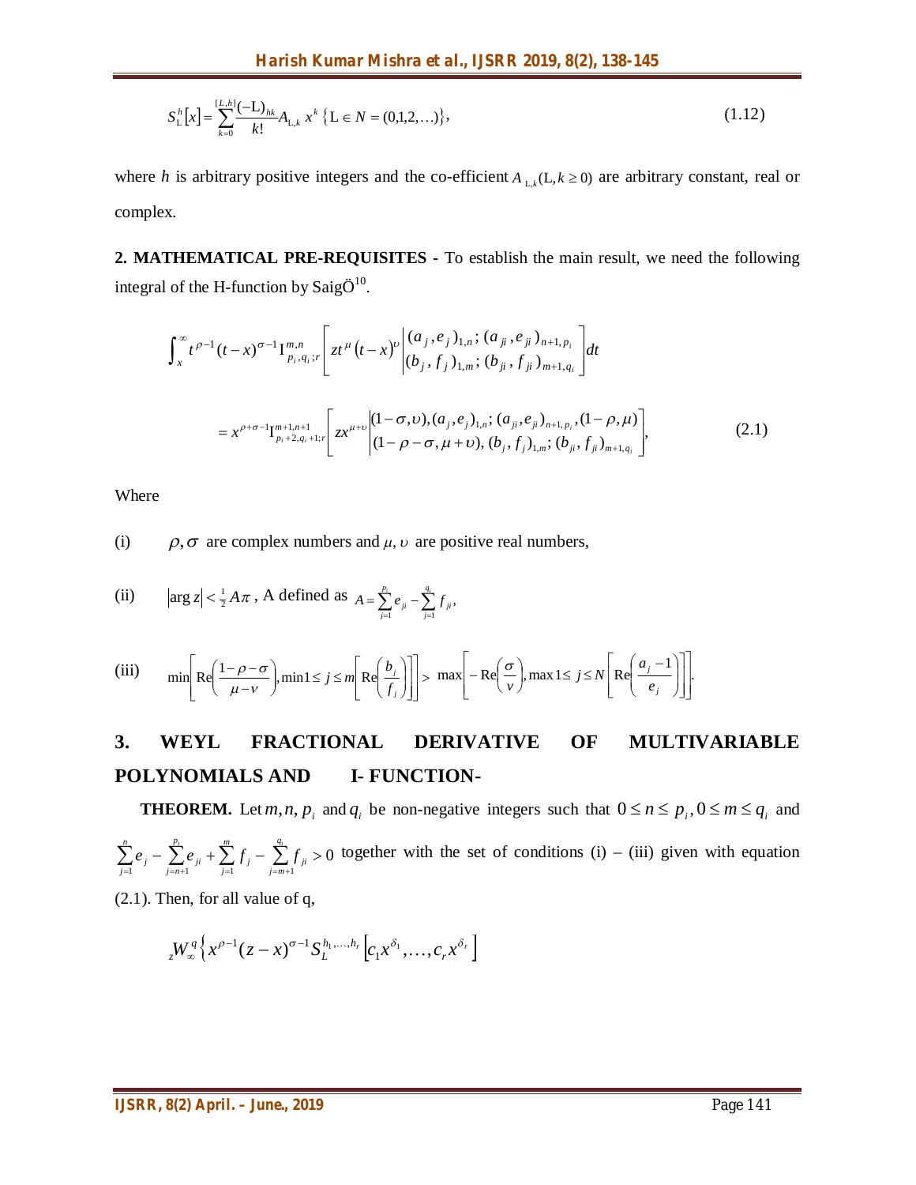$$S_{\mathrm{L}}^{h}[x]=\sum_{k=0}^{[L,h]}\frac{(-\mathrm{L})_{hk}}{k!}A_{\mathrm{L},k}\,x^{k}\left\{\mathrm{L}\in N=(0,1,2,\ldots)\right\}, \tag{1.12}$$

where $h$ is arbitrary positive integers and the co-efficient $A_{\mathrm{L},k}(\mathrm{L},k\geq 0)$ are arbitrary constant, real or complex.

**2. MATHEMATICAL PRE-REQUISITES -** To establish the main result, we need the following integral of the H-function by SaigÖ[10].

$$\int_{x}^{\infty}t^{\rho-1}(t-x)^{\sigma-1}\mathrm{I}_{p_i,q_i;r}^{m,n}\left[zt^{\mu}\left(t-x\right)^{\upsilon}\left|\begin{matrix}(a_j,e_j)_{1,n};\,(a_{ji},e_{ji})_{n+1,p_i}\\(b_j,f_j)_{1,m};\,(b_{ji},f_{ji})_{m+1,q_i}\end{matrix}\right.\right]dt$$

$$=x^{\rho+\sigma-1}\mathrm{I}_{p_i+2,q_i+1;r}^{m+1,n+1}\left[zx^{\mu+\upsilon}\left|\begin{matrix}(1-\sigma,\upsilon),(a_j,e_j)_{1,n};\,(a_{ji},e_{ji})_{n+1,p_i},(1-\rho,\mu)\\(1-\rho-\sigma,\mu+\upsilon),\,(b_j,f_j)_{1,m};\,(b_{ji},f_{ji})_{m+1,q_i}\end{matrix}\right.\right], \tag{2.1}$$

Where

(i) $\rho,\sigma$ are complex numbers and $\mu,\upsilon$ are positive real numbers,

(ii) $|\arg z|<\frac{1}{2}A\pi$ , A defined as $A=\sum_{j=1}^{p_i}e_{ji}-\sum_{j=1}^{q_i}f_{ji}$,

(iii) $\min\left[\mathrm{Re}\left(\frac{1-\rho-\sigma}{\mu-\nu}\right),\min 1\leq j\leq m\left[\mathrm{Re}\left(\frac{b_j}{f_j}\right)\right]\right]>\max\left[-\mathrm{Re}\left(\frac{\sigma}{\nu}\right),\max 1\leq j\leq N\left[\mathrm{Re}\left(\frac{a_j-1}{e_j}\right)\right]\right].$

## 3. WEYL FRACTIONAL DERIVATIVE OF MULTIVARIABLE POLYNOMIALS AND I- FUNCTION-

**THEOREM.** Let $m,n,p_i$ and $q_i$ be non-negative integers such that $0\leq n\leq p_i, 0\leq m\leq q_i$ and $\sum_{j=1}^{n}e_j-\sum_{j=n+1}^{p_i}e_{ji}+\sum_{j=1}^{m}f_j-\sum_{j=m+1}^{q_i}f_{ji}>0$ together with the set of conditions (i) – (iii) given with equation (2.1). Then, for all value of q,

$${}_{z}W_{\infty}^{q}\left\{x^{\rho-1}(z-x)^{\sigma-1}S_{L}^{h_1,\ldots,h_r}\left[c_1x^{\delta_1},\ldots,c_rx^{\delta_r}\right]\right.$$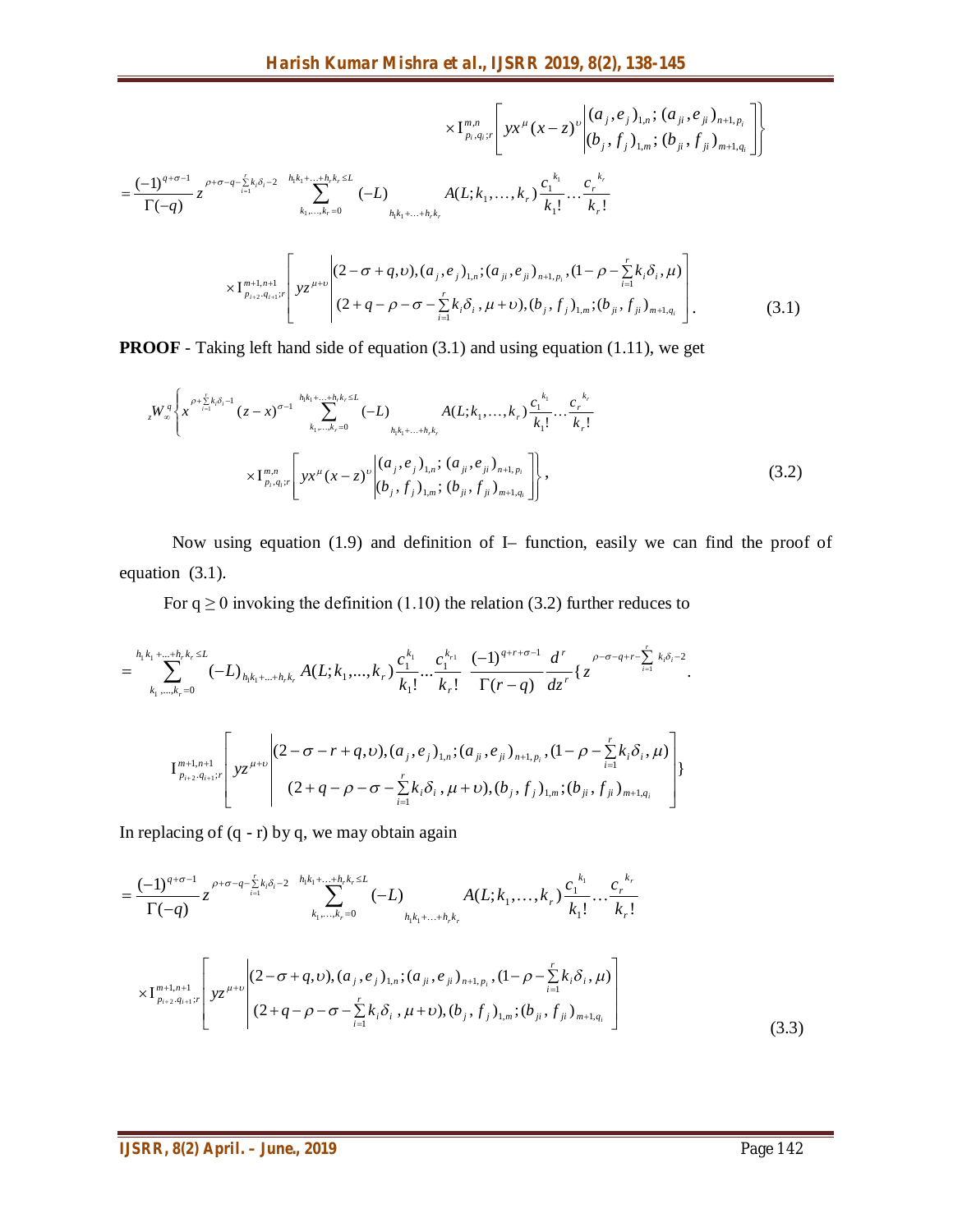$$\times \mathrm{I}^{m,n}_{p_i,q_i;r}\left[ yx^{\mu}(x-z)^{\upsilon}\middle| \begin{matrix} (a_j,e_j)_{1,n};\,(a_{ji},e_{ji})_{n+1,p_i} \\ (b_j,f_j)_{1,m};\,(b_{ji},f_{ji})_{m+1,q_i} \end{matrix} \right]\Bigg\}$$

$$= \frac{(-1)^{q+\sigma-1}}{\Gamma(-q)} z^{\rho+\sigma-q-\sum_{i=1}^{r}k_i\delta_i-2} \sum_{k_1,\ldots,k_r=0}^{h_1k_1+\ldots+h_rk_r\le L} (-L)_{h_1k_1+\ldots+h_rk_r} A(L;k_1,\ldots,k_r)\frac{c_1^{\,k_1}}{k_1!}\cdots\frac{c_r^{\,k_r}}{k_r!}$$

$$\times \mathrm{I}^{m+1,n+1}_{p_{i+2},q_{i+1};r}\left[ yz^{\mu+\upsilon}\middle| \begin{matrix} (2-\sigma+q,\upsilon),(a_j,e_j)_{1,n};(a_{ji},e_{ji})_{n+1,p_i},(1-\rho-\sum_{i=1}^{r}k_i\delta_i,\mu) \\ (2+q-\rho-\sigma-\sum_{i=1}^{r}k_i\delta_i,\mu+\upsilon),(b_j,f_j)_{1,m};(b_{ji},f_{ji})_{m+1,q_i} \end{matrix} \right]. \tag{3.1}$$

**PROOF** - Taking left hand side of equation (3.1) and using equation (1.11), we get

$${}_zW^{\,q}_{\infty}\Bigg\{ x^{\rho+\sum_{i=1}^{r}k_i\delta_i-1}(z-x)^{\sigma-1} \sum_{k_1,\ldots,k_r=0}^{h_1k_1+\ldots+h_rk_r\le L} (-L)_{h_1k_1+\ldots+h_rk_r} A(L;k_1,\ldots,k_r)\frac{c_1^{\,k_1}}{k_1!}\cdots\frac{c_r^{\,k_r}}{k_r!}$$

$$\times \mathrm{I}^{m,n}_{p_i,q_i;r}\left[ yx^{\mu}(x-z)^{\upsilon}\middle| \begin{matrix} (a_j,e_j)_{1,n};\,(a_{ji},e_{ji})_{n+1,p_i} \\ (b_j,f_j)_{1,m};\,(b_{ji},f_{ji})_{m+1,q_i} \end{matrix} \right]\Bigg\}, \tag{3.2}$$

Now using equation (1.9) and definition of I– function, easily we can find the proof of equation (3.1).

For $q \ge 0$ invoking the definition (1.10) the relation (3.2) further reduces to

$$= \sum_{k_1,\ldots,k_r=0}^{h_1k_1+\ldots+h_rk_r\le L} (-L)_{h_1k_1+\ldots+h_rk_r} A(L;k_1,\ldots,k_r)\frac{c_1^{k_1}}{k_1!}\cdots\frac{c_1^{k_{r1}}}{k_r!}\ \frac{(-1)^{q+r+\sigma-1}}{\Gamma(r-q)}\frac{d^r}{dz^r}\{z^{\rho-\sigma-q+r-\sum_{i=1}^{r}k_i\delta_i-2}.$$

$$\mathrm{I}^{m+1,n+1}_{p_{i+2},q_{i+1};r}\left[ yz^{\mu+\upsilon}\middle| \begin{matrix} (2-\sigma-r+q,\upsilon),(a_j,e_j)_{1,n};(a_{ji},e_{ji})_{n+1,p_i},(1-\rho-\sum_{i=1}^{r}k_i\delta_i,\mu) \\ (2+q-\rho-\sigma-\sum_{i=1}^{r}k_i\delta_i,\mu+\upsilon),(b_j,f_j)_{1,m};(b_{ji},f_{ji})_{m+1,q_i} \end{matrix} \right]\}$$

In replacing of (q - r) by q, we may obtain again

$$= \frac{(-1)^{q+\sigma-1}}{\Gamma(-q)} z^{\rho+\sigma-q-\sum_{i=1}^{r}k_i\delta_i-2} \sum_{k_1,\ldots,k_r=0}^{h_1k_1+\ldots+h_rk_r\le L} (-L)_{h_1k_1+\ldots+h_rk_r} A(L;k_1,\ldots,k_r)\frac{c_1^{\,k_1}}{k_1!}\cdots\frac{c_r^{\,k_r}}{k_r!}$$

$$\times \mathrm{I}^{m+1,n+1}_{p_{i+2},q_{i+1};r}\left[ yz^{\mu+\upsilon}\middle| \begin{matrix} (2-\sigma+q,\upsilon),(a_j,e_j)_{1,n};(a_{ji},e_{ji})_{n+1,p_i},(1-\rho-\sum_{i=1}^{r}k_i\delta_i,\mu) \\ (2+q-\rho-\sigma-\sum_{i=1}^{r}k_i\delta_i,\mu+\upsilon),(b_j,f_j)_{1,m};(b_{ji},f_{ji})_{m+1,q_i} \end{matrix} \right] \tag{3.3}$$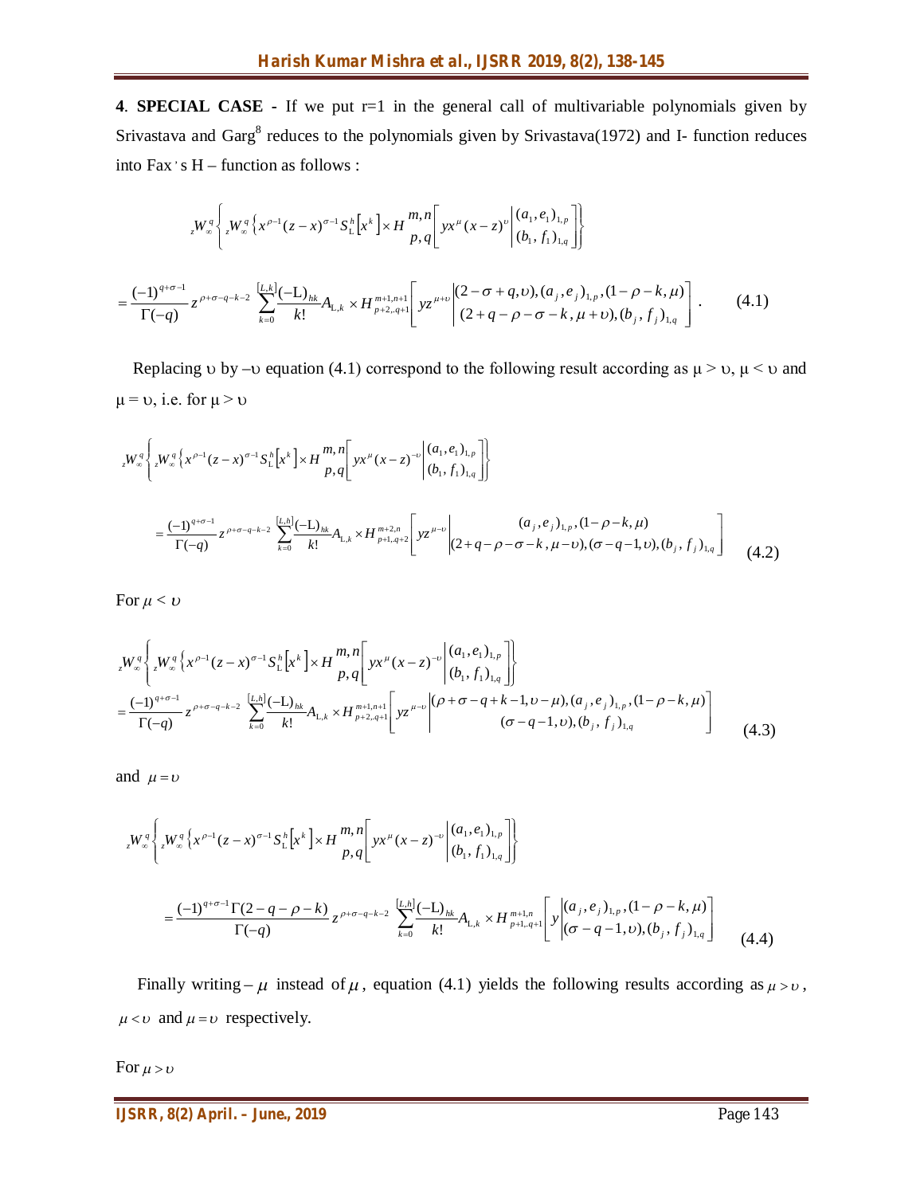**4**. **SPECIAL CASE -** If we put r=1 in the general call of multivariable polynomials given by Srivastava and Garg[8] reduces to the polynomials given by Srivastava(1972) and I- function reduces into Fax's H – function as follows :

$$ {}_zW_\infty^q\left\{ {}_zW_\infty^q\left\{x^{\rho-1}(z-x)^{\sigma-1}S_L^h\left[x^k\right]\times H_{p,q}^{m,n}\left[yx^\mu(x-z)^\upsilon\middle|\begin{matrix}(a_1,e_1)_{1,p}\\(b_1,f_1)_{1,q}\end{matrix}\right]\right\}\right.$$

$$=\frac{(-1)^{q+\sigma-1}}{\Gamma(-q)}z^{\rho+\sigma-q-k-2}\sum_{k=0}^{[L,k]}\frac{(-L)_{hk}}{k!}A_{L,k}\times H_{p+2,q+1}^{m+1,n+1}\left[yz^{\mu+\upsilon}\middle|\begin{matrix}(2-\sigma+q,\upsilon),(a_j,e_j)_{1,p},(1-\rho-k,\mu)\\(2+q-\rho-\sigma-k,\mu+\upsilon),(b_j,f_j)_{1,q}\end{matrix}\right]. \tag{4.1}$$

Replacing υ by –υ equation (4.1) correspond to the following result according as μ > υ, μ < υ and μ = υ, i.e. for μ > υ

$$ {}_zW_\infty^q\left\{ {}_zW_\infty^q\left\{x^{\rho-1}(z-x)^{\sigma-1}S_L^h\left[x^k\right]\times H_{p,q}^{m,n}\left[yx^\mu(x-z)^{-\upsilon}\middle|\begin{matrix}(a_1,e_1)_{1,p}\\(b_1,f_1)_{1,q}\end{matrix}\right]\right\}\right.$$

$$=\frac{(-1)^{q+\sigma-1}}{\Gamma(-q)}z^{\rho+\sigma-q-k-2}\sum_{k=0}^{[L,h]}\frac{(-L)_{hk}}{k!}A_{L,k}\times H_{p+1,q+2}^{m+2,n}\left[yz^{\mu-\upsilon}\middle|\begin{matrix}(a_j,e_j)_{1,p},(1-\rho-k,\mu)\\(2+q-\rho-\sigma-k,\mu-\upsilon),(\sigma-q-1,\upsilon),(b_j,f_j)_{1,q}\end{matrix}\right] \tag{4.2}$$

For $\mu<\upsilon$

$$ {}_zW_\infty^q\left\{ {}_zW_\infty^q\left\{x^{\rho-1}(z-x)^{\sigma-1}S_L^h\left[x^k\right]\times H_{p,q}^{m,n}\left[yx^\mu(x-z)^{-\upsilon}\middle|\begin{matrix}(a_1,e_1)_{1,p}\\(b_1,f_1)_{1,q}\end{matrix}\right]\right\}\right.$$

$$=\frac{(-1)^{q+\sigma-1}}{\Gamma(-q)}z^{\rho+\sigma-q-k-2}\sum_{k=0}^{[L,h]}\frac{(-L)_{hk}}{k!}A_{L,k}\times H_{p+2,q+1}^{m+1,n+1}\left[yz^{\mu-\upsilon}\middle|\begin{matrix}(\rho+\sigma-q+k-1,\upsilon-\mu),(a_j,e_j)_{1,p},(1-\rho-k,\mu)\\(\sigma-q-1,\upsilon),(b_j,f_j)_{1,q}\end{matrix}\right] \tag{4.3}$$

and $\mu=\upsilon$

$$ {}_zW_\infty^q\left\{ {}_zW_\infty^q\left\{x^{\rho-1}(z-x)^{\sigma-1}S_L^h\left[x^k\right]\times H_{p,q}^{m,n}\left[yx^\mu(x-z)^{-\upsilon}\middle|\begin{matrix}(a_1,e_1)_{1,p}\\(b_1,f_1)_{1,q}\end{matrix}\right]\right\}\right.$$

$$=\frac{(-1)^{q+\sigma-1}\Gamma(2-q-\rho-k)}{\Gamma(-q)}z^{\rho+\sigma-q-k-2}\sum_{k=0}^{[L,h]}\frac{(-L)_{hk}}{k!}A_{L,k}\times H_{p+1,q+1}^{m+1,n}\left[y\middle|\begin{matrix}(a_j,e_j)_{1,p},(1-\rho-k,\mu)\\(\sigma-q-1,\upsilon),(b_j,f_j)_{1,q}\end{matrix}\right] \tag{4.4}$$

Finally writing $-\mu$ instead of $\mu$, equation (4.1) yields the following results according as $\mu>\upsilon$, $\mu<\upsilon$ and $\mu=\upsilon$ respectively.

For $\mu>\upsilon$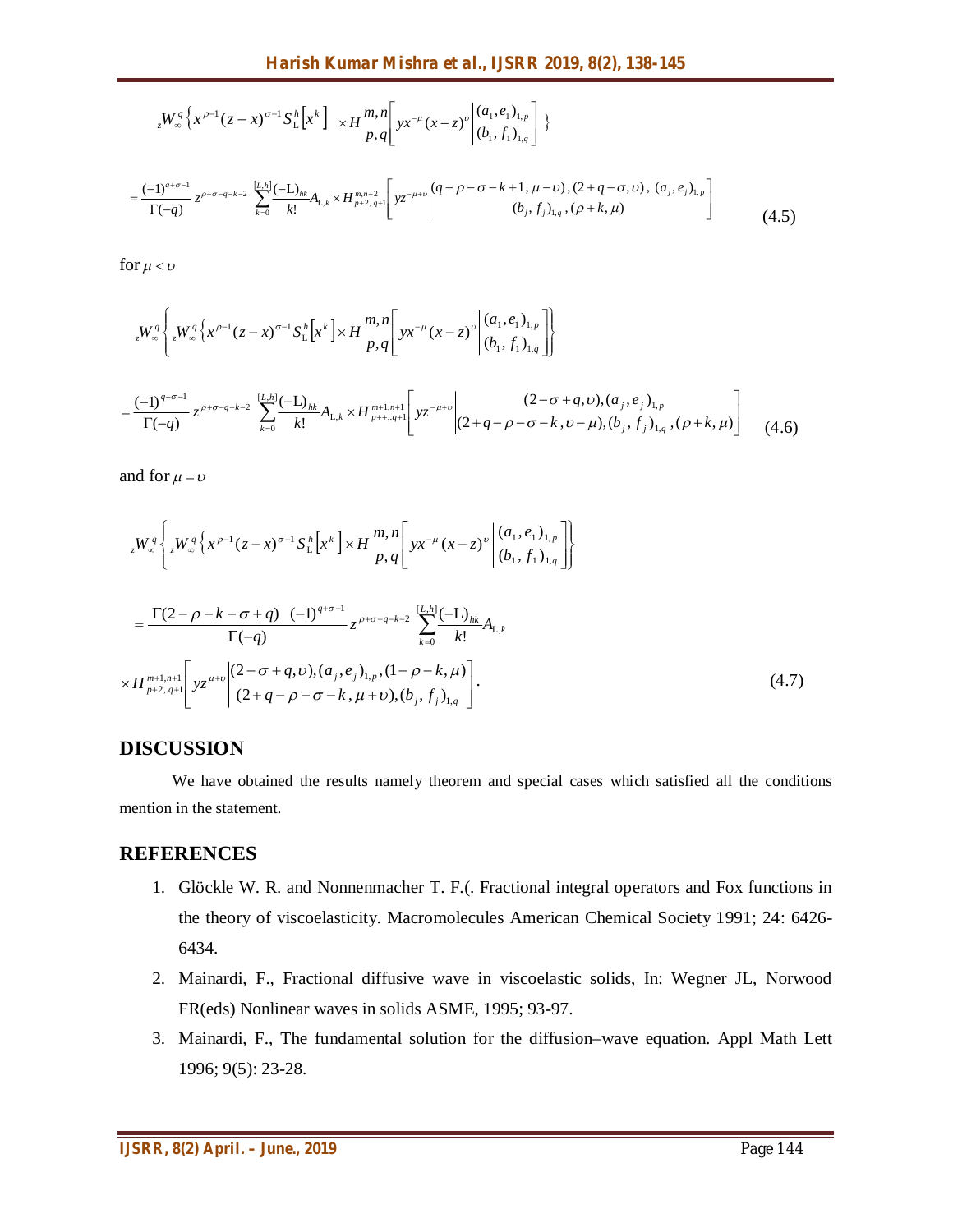$$
{}_zW_\infty^q\left\{x^{\rho-1}(z-x)^{\sigma-1}S_{\mathrm{L}}^h\left[x^k\right]\times H_{p,q}^{m,n}\left[yx^{-\mu}(x-z)^{\upsilon}\left|\begin{matrix}(a_1,e_1)_{1,p}\\(b_1,f_1)_{1,q}\end{matrix}\right.\right]\right\}
$$

$$
=\frac{(-1)^{q+\sigma-1}}{\Gamma(-q)}z^{\rho+\sigma-q-k-2}\sum_{k=0}^{[L,h]}\frac{(-\mathrm{L})_{hk}}{k!}A_{\mathrm{L},k}\times H_{p+2,q+1}^{m,n+2}\left[yz^{-\mu+\upsilon}\left|\begin{matrix}(q-\rho-\sigma-k+1,\mu-\upsilon),(2+q-\sigma,\upsilon),(a_j,e_j)_{1,p}\\(b_j,f_j)_{1,q},(\rho+k,\mu)\end{matrix}\right.\right] \tag{4.5}
$$

for $\mu<\upsilon$

$$
{}_zW_\infty^q\left\{{}_zW_\infty^q\left\{x^{\rho-1}(z-x)^{\sigma-1}S_{\mathrm{L}}^h\left[x^k\right]\times H_{p,q}^{m,n}\left[yx^{-\mu}(x-z)^{\upsilon}\left|\begin{matrix}(a_1,e_1)_{1,p}\\(b_1,f_1)_{1,q}\end{matrix}\right.\right]\right\}\right.
$$

$$
=\frac{(-1)^{q+\sigma-1}}{\Gamma(-q)}z^{\rho+\sigma-q-k-2}\sum_{k=0}^{[L,h]}\frac{(-\mathrm{L})_{hk}}{k!}A_{\mathrm{L},k}\times H_{p++,q+1}^{m+1,n+1}\left[yz^{-\mu+\upsilon}\left|\begin{matrix}(2-\sigma+q,\upsilon),(a_j,e_j)_{1,p}\\(2+q-\rho-\sigma-k,\upsilon-\mu),(b_j,f_j)_{1,q},(\rho+k,\mu)\end{matrix}\right.\right] \tag{4.6}
$$

and for $\mu=\upsilon$

$$
{}_zW_\infty^q\left\{{}_zW_\infty^q\left\{x^{\rho-1}(z-x)^{\sigma-1}S_{\mathrm{L}}^h\left[x^k\right]\times H_{p,q}^{m,n}\left[yx^{-\mu}(x-z)^{\upsilon}\left|\begin{matrix}(a_1,e_1)_{1,p}\\(b_1,f_1)_{1,q}\end{matrix}\right.\right]\right\}\right.
$$

$$
=\frac{\Gamma(2-\rho-k-\sigma+q)\ \ (-1)^{q+\sigma-1}}{\Gamma(-q)}z^{\rho+\sigma-q-k-2}\sum_{k=0}^{[L,h]}\frac{(-\mathrm{L})_{hk}}{k!}A_{\mathrm{L},k}
$$

$$
\times H_{p+2,q+1}^{m+1,n+1}\left[yz^{\mu+\upsilon}\left|\begin{matrix}(2-\sigma+q,\upsilon),(a_j,e_j)_{1,p},(1-\rho-k,\mu)\\(2+q-\rho-\sigma-k,\mu+\upsilon),(b_j,f_j)_{1,q}\end{matrix}\right.\right]. \tag{4.7}
$$

## DISCUSSION

We have obtained the results namely theorem and special cases which satisfied all the conditions mention in the statement.

## REFERENCES

1. Glöckle W. R. and Nonnenmacher T. F.(. Fractional integral operators and Fox functions in the theory of viscoelasticity. Macromolecules American Chemical Society 1991; 24: 6426-6434.
2. Mainardi, F., Fractional diffusive wave in viscoelastic solids, In: Wegner JL, Norwood FR(eds) Nonlinear waves in solids ASME, 1995; 93-97.
3. Mainardi, F., The fundamental solution for the diffusion–wave equation. Appl Math Lett 1996; 9(5): 23-28.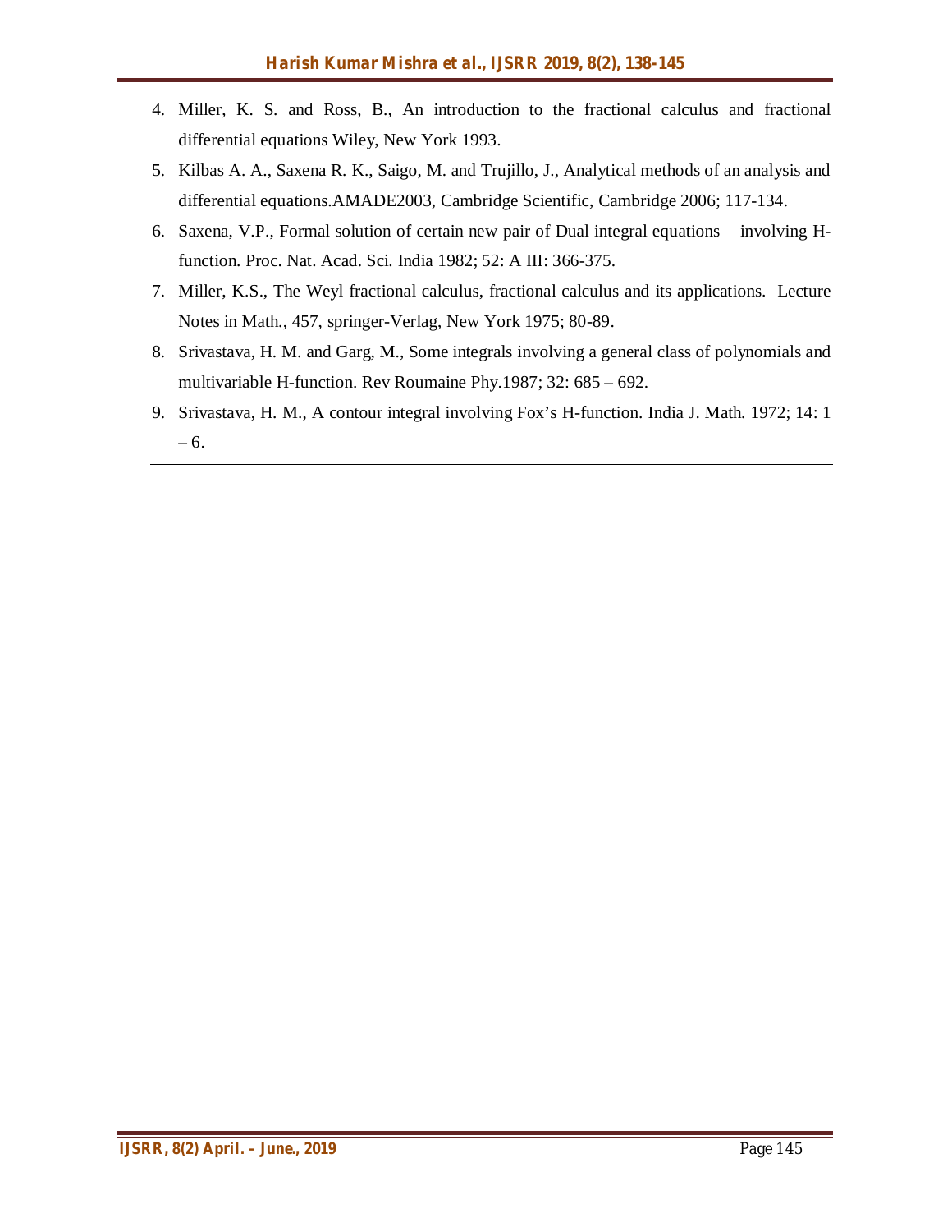4. Miller, K. S. and Ross, B., An introduction to the fractional calculus and fractional differential equations Wiley, New York 1993.
5. Kilbas A. A., Saxena R. K., Saigo, M. and Trujillo, J., Analytical methods of an analysis and differential equations.AMADE2003, Cambridge Scientific, Cambridge 2006; 117-134.
6. Saxena, V.P., Formal solution of certain new pair of Dual integral equations involving H-function. Proc. Nat. Acad. Sci. India 1982; 52: A III: 366-375.
7. Miller, K.S., The Weyl fractional calculus, fractional calculus and its applications. Lecture Notes in Math., 457, springer-Verlag, New York 1975; 80-89.
8. Srivastava, H. M. and Garg, M., Some integrals involving a general class of polynomials and multivariable H-function. Rev Roumaine Phy.1987; 32: 685 – 692.
9. Srivastava, H. M., A contour integral involving Fox's H-function. India J. Math. 1972; 14: 1 – 6.